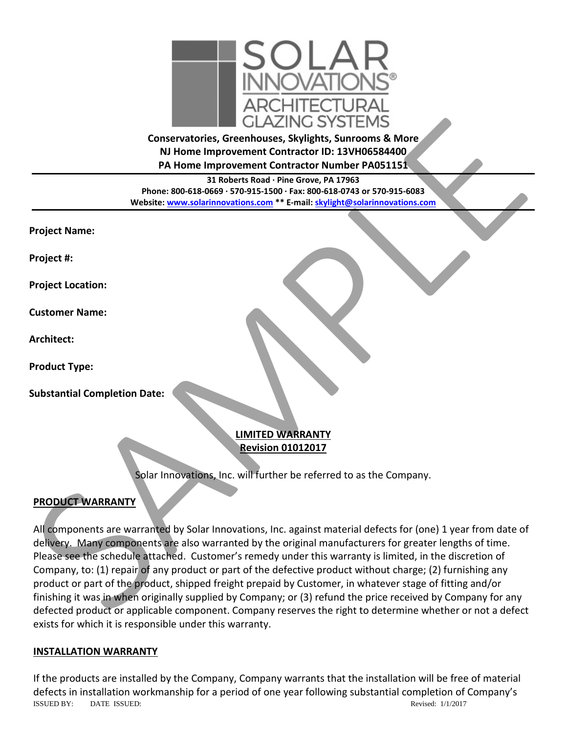**Conservatories, Greenhouses, Skylights, Sunrooms & More**
**NJ Home Improvement Contractor ID: 13VH06584400**
**PA Home Improvement Contractor Number PA051151**

**31 Roberts Road · Pine Grove, PA 17963**
**Phone: 800-618-0669 · 570-915-1500 · Fax: 800-618-0743 or 570-915-6083**
**Website: www.solarinnovations.com ** E-mail: skylight@solarinnovations.com**

---

**Project Name:**

**Project #:**

**Project Location:**

**Customer Name:**

**Architect:**

**Product Type:**

**Substantial Completion Date:**

# LIMITED WARRANTY
## Revision 01012017

Solar Innovations, Inc. will further be referred to as the Company.

## PRODUCT WARRANTY

All components are warranted by Solar Innovations, Inc. against material defects for (one) 1 year from date of delivery. Many components are also warranted by the original manufacturers for greater lengths of time. Please see the schedule attached. Customer's remedy under this warranty is limited, in the discretion of Company, to: (1) repair of any product or part of the defective product without charge; (2) furnishing any product or part of the product, shipped freight prepaid by Customer, in whatever stage of fitting and/or finishing it was in when originally supplied by Company; or (3) refund the price received by Company for any defected product or applicable component. Company reserves the right to determine whether or not a defect exists for which it is responsible under this warranty.

## INSTALLATION WARRANTY

If the products are installed by the Company, Company warrants that the installation will be free of material defects in installation workmanship for a period of one year following substantial completion of Company's

ISSUED BY: DATE ISSUED: Revised: 1/1/2017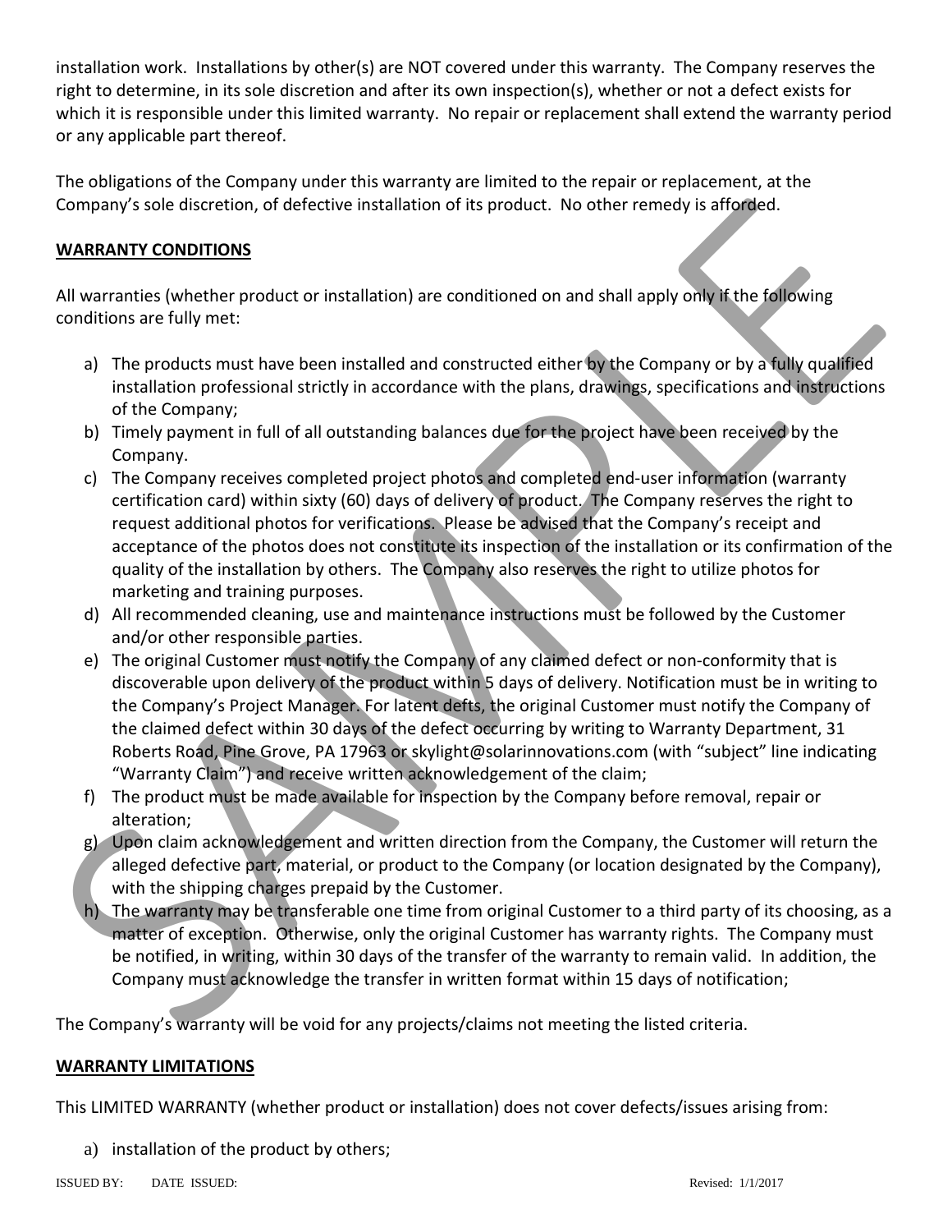installation work. Installations by other(s) are NOT covered under this warranty. The Company reserves the right to determine, in its sole discretion and after its own inspection(s), whether or not a defect exists for which it is responsible under this limited warranty. No repair or replacement shall extend the warranty period or any applicable part thereof.

The obligations of the Company under this warranty are limited to the repair or replacement, at the Company's sole discretion, of defective installation of its product. No other remedy is afforded.

**WARRANTY CONDITIONS**

All warranties (whether product or installation) are conditioned on and shall apply only if the following conditions are fully met:

a) The products must have been installed and constructed either by the Company or by a fully qualified installation professional strictly in accordance with the plans, drawings, specifications and instructions of the Company;
b) Timely payment in full of all outstanding balances due for the project have been received by the Company.
c) The Company receives completed project photos and completed end-user information (warranty certification card) within sixty (60) days of delivery of product. The Company reserves the right to request additional photos for verifications. Please be advised that the Company's receipt and acceptance of the photos does not constitute its inspection of the installation or its confirmation of the quality of the installation by others. The Company also reserves the right to utilize photos for marketing and training purposes.
d) All recommended cleaning, use and maintenance instructions must be followed by the Customer and/or other responsible parties.
e) The original Customer must notify the Company of any claimed defect or non-conformity that is discoverable upon delivery of the product within 5 days of delivery. Notification must be in writing to the Company's Project Manager. For latent defts, the original Customer must notify the Company of the claimed defect within 30 days of the defect occurring by writing to Warranty Department, 31 Roberts Road, Pine Grove, PA 17963 or skylight@solarinnovations.com (with "subject" line indicating "Warranty Claim") and receive written acknowledgement of the claim;
f) The product must be made available for inspection by the Company before removal, repair or alteration;
g) Upon claim acknowledgement and written direction from the Company, the Customer will return the alleged defective part, material, or product to the Company (or location designated by the Company), with the shipping charges prepaid by the Customer.
h) The warranty may be transferable one time from original Customer to a third party of its choosing, as a matter of exception. Otherwise, only the original Customer has warranty rights. The Company must be notified, in writing, within 30 days of the transfer of the warranty to remain valid. In addition, the Company must acknowledge the transfer in written format within 15 days of notification;

The Company's warranty will be void for any projects/claims not meeting the listed criteria.

**WARRANTY LIMITATIONS**

This LIMITED WARRANTY (whether product or installation) does not cover defects/issues arising from:

a) installation of the product by others;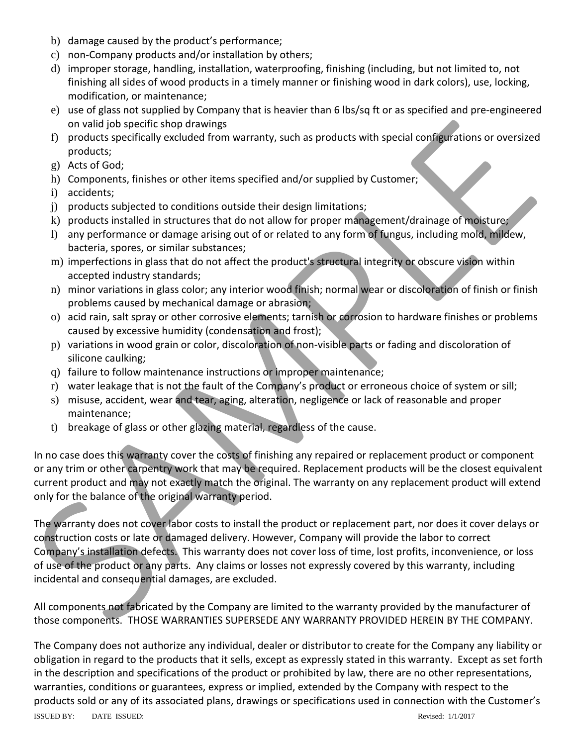b) damage caused by the product's performance;
c) non-Company products and/or installation by others;
d) improper storage, handling, installation, waterproofing, finishing (including, but not limited to, not finishing all sides of wood products in a timely manner or finishing wood in dark colors), use, locking, modification, or maintenance;
e) use of glass not supplied by Company that is heavier than 6 lbs/sq ft or as specified and pre-engineered on valid job specific shop drawings
f) products specifically excluded from warranty, such as products with special configurations or oversized products;
g) Acts of God;
h) Components, finishes or other items specified and/or supplied by Customer;
i) accidents;
j) products subjected to conditions outside their design limitations;
k) products installed in structures that do not allow for proper management/drainage of moisture;
l) any performance or damage arising out of or related to any form of fungus, including mold, mildew, bacteria, spores, or similar substances;
m) imperfections in glass that do not affect the product's structural integrity or obscure vision within accepted industry standards;
n) minor variations in glass color; any interior wood finish; normal wear or discoloration of finish or finish problems caused by mechanical damage or abrasion;
o) acid rain, salt spray or other corrosive elements; tarnish or corrosion to hardware finishes or problems caused by excessive humidity (condensation and frost);
p) variations in wood grain or color, discoloration of non-visible parts or fading and discoloration of silicone caulking;
q) failure to follow maintenance instructions or improper maintenance;
r) water leakage that is not the fault of the Company's product or erroneous choice of system or sill;
s) misuse, accident, wear and tear, aging, alteration, negligence or lack of reasonable and proper maintenance;
t) breakage of glass or other glazing material, regardless of the cause.

In no case does this warranty cover the costs of finishing any repaired or replacement product or component or any trim or other carpentry work that may be required. Replacement products will be the closest equivalent current product and may not exactly match the original. The warranty on any replacement product will extend only for the balance of the original warranty period.

The warranty does not cover labor costs to install the product or replacement part, nor does it cover delays or construction costs or late or damaged delivery. However, Company will provide the labor to correct Company's installation defects. This warranty does not cover loss of time, lost profits, inconvenience, or loss of use of the product or any parts. Any claims or losses not expressly covered by this warranty, including incidental and consequential damages, are excluded.

All components not fabricated by the Company are limited to the warranty provided by the manufacturer of those components. THOSE WARRANTIES SUPERSEDE ANY WARRANTY PROVIDED HEREIN BY THE COMPANY.

The Company does not authorize any individual, dealer or distributor to create for the Company any liability or obligation in regard to the products that it sells, except as expressly stated in this warranty. Except as set forth in the description and specifications of the product or prohibited by law, there are no other representations, warranties, conditions or guarantees, express or implied, extended by the Company with respect to the products sold or any of its associated plans, drawings or specifications used in connection with the Customer's

ISSUED BY: DATE ISSUED: Revised: 1/1/2017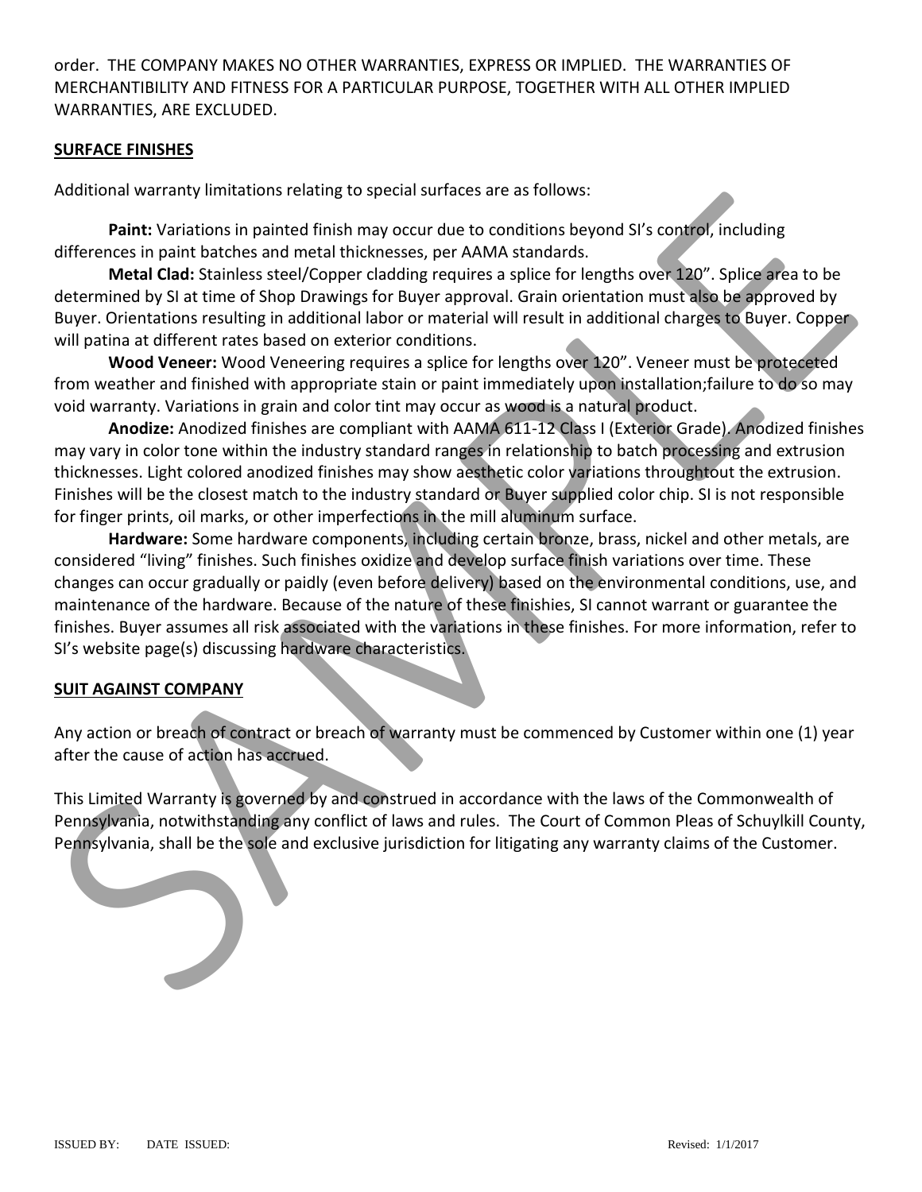order. THE COMPANY MAKES NO OTHER WARRANTIES, EXPRESS OR IMPLIED. THE WARRANTIES OF MERCHANTIBILITY AND FITNESS FOR A PARTICULAR PURPOSE, TOGETHER WITH ALL OTHER IMPLIED WARRANTIES, ARE EXCLUDED.

## SURFACE FINISHES

Additional warranty limitations relating to special surfaces are as follows:

**Paint:** Variations in painted finish may occur due to conditions beyond SI's control, including differences in paint batches and metal thicknesses, per AAMA standards.

**Metal Clad:** Stainless steel/Copper cladding requires a splice for lengths over 120". Splice area to be determined by SI at time of Shop Drawings for Buyer approval. Grain orientation must also be approved by Buyer. Orientations resulting in additional labor or material will result in additional charges to Buyer. Copper will patina at different rates based on exterior conditions.

**Wood Veneer:** Wood Veneering requires a splice for lengths over 120". Veneer must be proteceted from weather and finished with appropriate stain or paint immediately upon installation;failure to do so may void warranty. Variations in grain and color tint may occur as wood is a natural product.

**Anodize:** Anodized finishes are compliant with AAMA 611-12 Class I (Exterior Grade). Anodized finishes may vary in color tone within the industry standard ranges in relationship to batch processing and extrusion thicknesses. Light colored anodized finishes may show aesthetic color variations throughtout the extrusion. Finishes will be the closest match to the industry standard or Buyer supplied color chip. SI is not responsible for finger prints, oil marks, or other imperfections in the mill aluminum surface.

**Hardware:** Some hardware components, including certain bronze, brass, nickel and other metals, are considered "living" finishes. Such finishes oxidize and develop surface finish variations over time. These changes can occur gradually or paidly (even before delivery) based on the environmental conditions, use, and maintenance of the hardware. Because of the nature of these finishies, SI cannot warrant or guarantee the finishes. Buyer assumes all risk associated with the variations in these finishes. For more information, refer to SI's website page(s) discussing hardware characteristics.

## SUIT AGAINST COMPANY

Any action or breach of contract or breach of warranty must be commenced by Customer within one (1) year after the cause of action has accrued.

This Limited Warranty is governed by and construed in accordance with the laws of the Commonwealth of Pennsylvania, notwithstanding any conflict of laws and rules. The Court of Common Pleas of Schuylkill County, Pennsylvania, shall be the sole and exclusive jurisdiction for litigating any warranty claims of the Customer.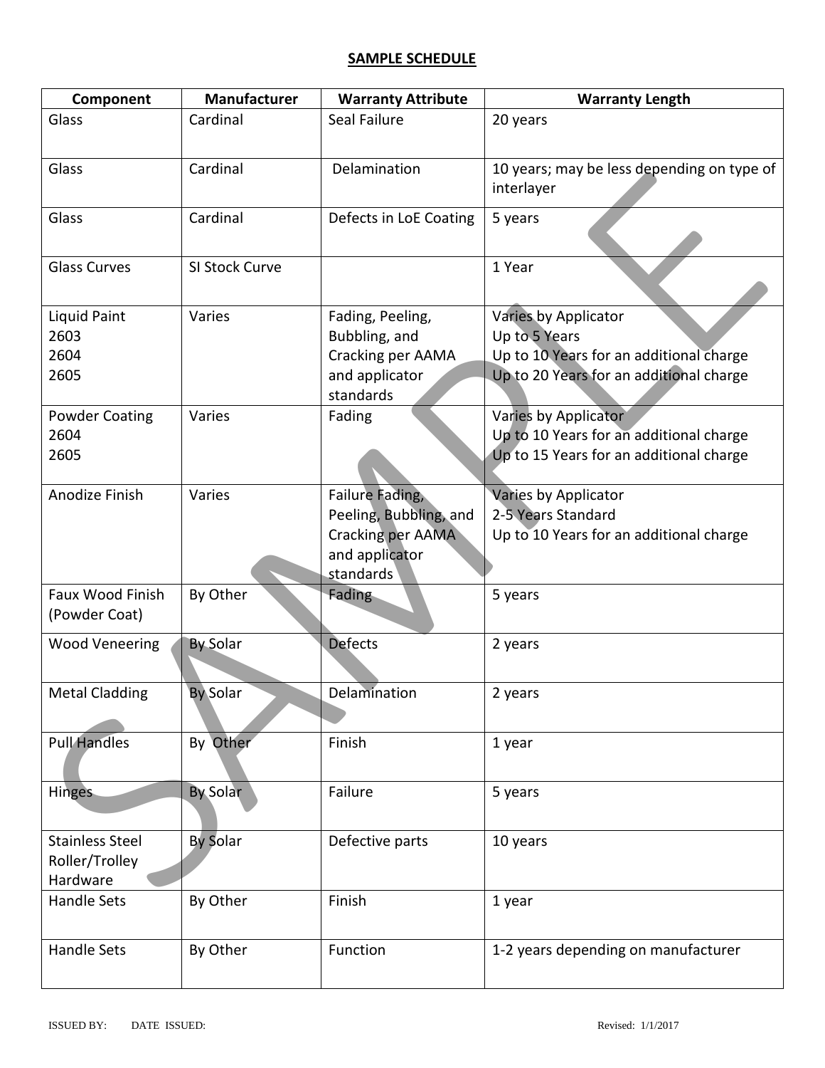**SAMPLE SCHEDULE**

| Component | Manufacturer | Warranty Attribute | Warranty Length |
| --- | --- | --- | --- |
| Glass | Cardinal | Seal Failure | 20 years |
| Glass | Cardinal | Delamination | 10 years; may be less depending on type of interlayer |
| Glass | Cardinal | Defects in LoE Coating | 5 years |
| Glass Curves | SI Stock Curve | | 1 Year |
| Liquid Paint<br>2603<br>2604<br>2605 | Varies | Fading, Peeling, Bubbling, and Cracking per AAMA and applicator standards | Varies by Applicator<br>Up to 5 Years<br>Up to 10 Years for an additional charge<br>Up to 20 Years for an additional charge |
| Powder Coating<br>2604<br>2605 | Varies | Fading | Varies by Applicator<br>Up to 10 Years for an additional charge<br>Up to 15 Years for an additional charge |
| Anodize Finish | Varies | Failure Fading, Peeling, Bubbling, and Cracking per AAMA and applicator standards | Varies by Applicator<br>2-5 Years Standard<br>Up to 10 Years for an additional charge |
| Faux Wood Finish (Powder Coat) | By Other | Fading | 5 years |
| Wood Veneering | By Solar | Defects | 2 years |
| Metal Cladding | By Solar | Delamination | 2 years |
| Pull Handles | By Other | Finish | 1 year |
| Hinges | By Solar | Failure | 5 years |
| Stainless Steel Roller/Trolley Hardware | By Solar | Defective parts | 10 years |
| Handle Sets | By Other | Finish | 1 year |
| Handle Sets | By Other | Function | 1-2 years depending on manufacturer |

ISSUED BY: DATE ISSUED: Revised: 1/1/2017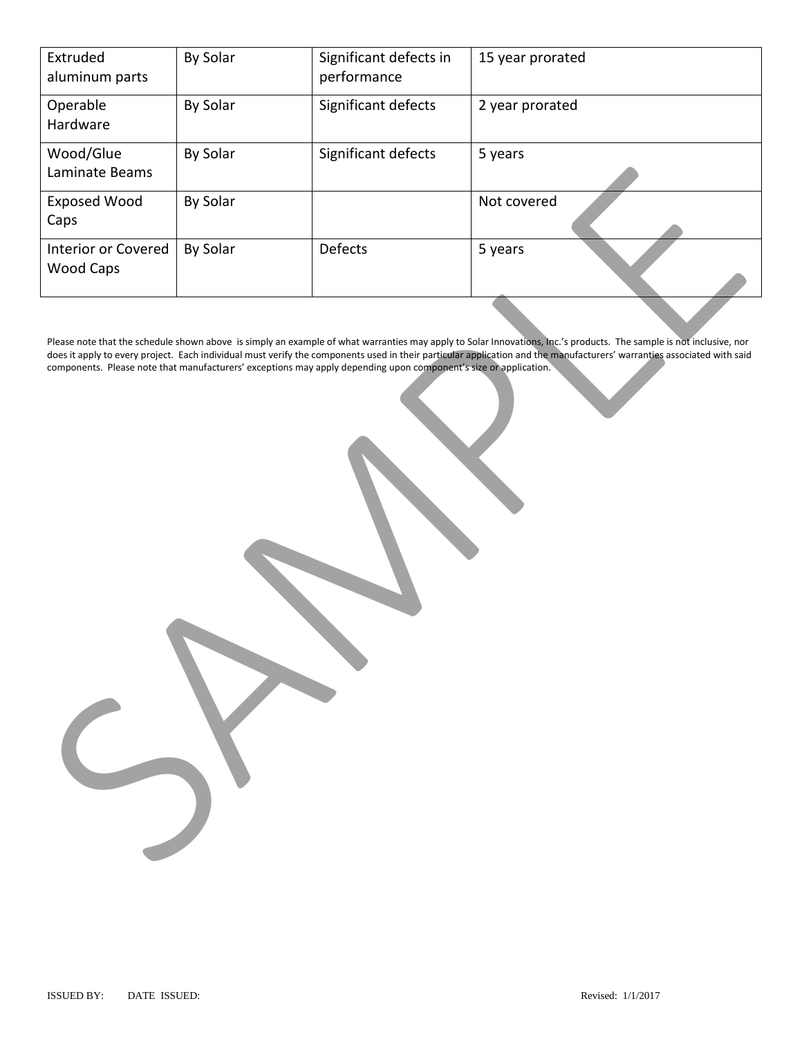| | | | |
|---|---|---|---|
| Extruded aluminum parts | By Solar | Significant defects in performance | 15 year prorated |
| Operable Hardware | By Solar | Significant defects | 2 year prorated |
| Wood/Glue Laminate Beams | By Solar | Significant defects | 5 years |
| Exposed Wood Caps | By Solar | | Not covered |
| Interior or Covered Wood Caps | By Solar | Defects | 5 years |

Please note that the schedule shown above is simply an example of what warranties may apply to Solar Innovations, Inc.'s products. The sample is not inclusive, nor does it apply to every project. Each individual must verify the components used in their particular application and the manufacturers' warranties associated with said components. Please note that manufacturers' exceptions may apply depending upon component's size or application.

SAMPLE

ISSUED BY: DATE ISSUED: Revised: 1/1/2017